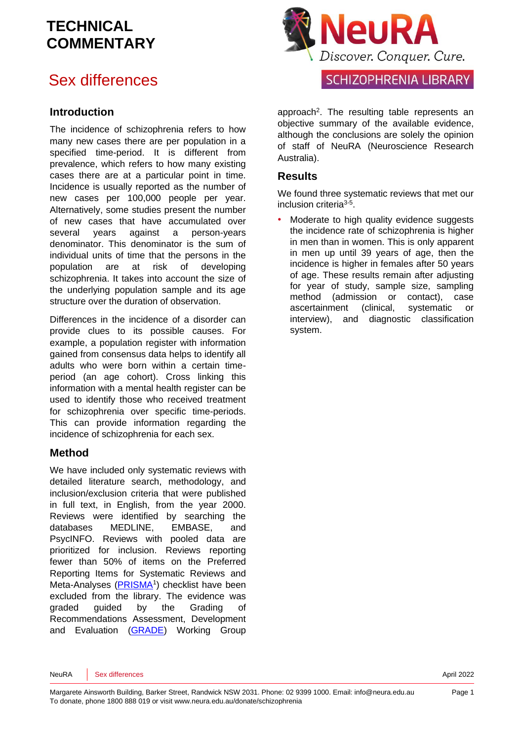# TECHNICAL COMMENTARY

# Sex differences

NeuRA

Discover. Conquer. Cure.

SCHIZOPHRENIA LIBRARY

## Introduction

The incidence of schizophrenia refers to how many new cases there are per population in a specified time-period. It is different from prevalence, which refers to how many existing cases there are at a particular point in time. Incidence is usually reported as the number of new cases per 100,000 people per year. Alternatively, some studies present the number of new cases that have accumulated over several years against a person-years denominator. This denominator is the sum of individual units of time that the persons in the population are at risk of developing schizophrenia. It takes into account the size of the underlying population sample and its age structure over the duration of observation.

Differences in the incidence of a disorder can provide clues to its possible causes. For example, a population register with information gained from consensus data helps to identify all adults who were born within a certain time-period (an age cohort). Cross linking this information with a mental health register can be used to identify those who received treatment for schizophrenia over specific time-periods. This can provide information regarding the incidence of schizophrenia for each sex.

## Method

We have included only systematic reviews with detailed literature search, methodology, and inclusion/exclusion criteria that were published in full text, in English, from the year 2000. Reviews were identified by searching the databases MEDLINE, EMBASE, and PsycINFO. Reviews with pooled data are prioritized for inclusion. Reviews reporting fewer than 50% of items on the Preferred Reporting Items for Systematic Reviews and Meta-Analyses (PRISMA[1]) checklist have been excluded from the library. The evidence was graded guided by the Grading of Recommendations Assessment, Development and Evaluation (GRADE) Working Group approach[2]. The resulting table represents an objective summary of the available evidence, although the conclusions are solely the opinion of staff of NeuRA (Neuroscience Research Australia).

## Results

We found three systematic reviews that met our inclusion criteria[3-5].

- Moderate to high quality evidence suggests the incidence rate of schizophrenia is higher in men than in women. This is only apparent in men up until 39 years of age, then the incidence is higher in females after 50 years of age. These results remain after adjusting for year of study, sample size, sampling method (admission or contact), case ascertainment (clinical, systematic or interview), and diagnostic classification system.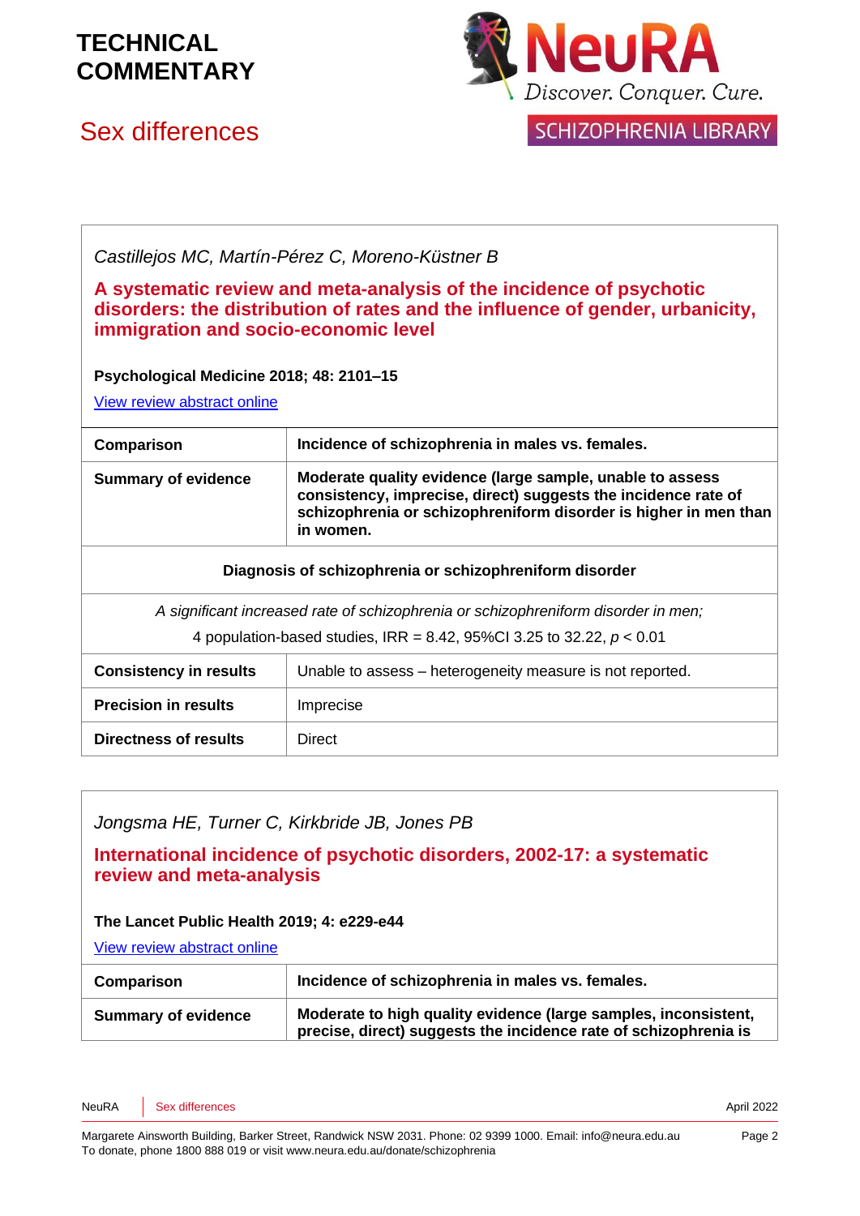*Castillejos MC, Martín-Pérez C, Moreno-Küstner B*

**A systematic review and meta-analysis of the incidence of psychotic disorders: the distribution of rates and the influence of gender, urbanicity, immigration and socio-economic level**

**Psychological Medicine 2018; 48: 2101–15**

View review abstract online

| **Comparison** | **Incidence of schizophrenia in males vs. females.** |
|---|---|
| **Summary of evidence** | **Moderate quality evidence (large sample, unable to assess consistency, imprecise, direct) suggests the incidence rate of schizophrenia or schizophreniform disorder is higher in men than in women.** |
| **Diagnosis of schizophrenia or schizophreniform disorder** | |
| *A significant increased rate of schizophrenia or schizophreniform disorder in men;* 4 population-based studies, IRR = 8.42, 95%CI 3.25 to 32.22, $p < 0.01$ | |
| **Consistency in results** | Unable to assess – heterogeneity measure is not reported. |
| **Precision in results** | Imprecise |
| **Directness of results** | Direct |

*Jongsma HE, Turner C, Kirkbride JB, Jones PB*

**International incidence of psychotic disorders, 2002-17: a systematic review and meta-analysis**

**The Lancet Public Health 2019; 4: e229-e44**

View review abstract online

| **Comparison** | **Incidence of schizophrenia in males vs. females.** |
|---|---|
| **Summary of evidence** | **Moderate to high quality evidence (large samples, inconsistent, precise, direct) suggests the incidence rate of schizophrenia is** |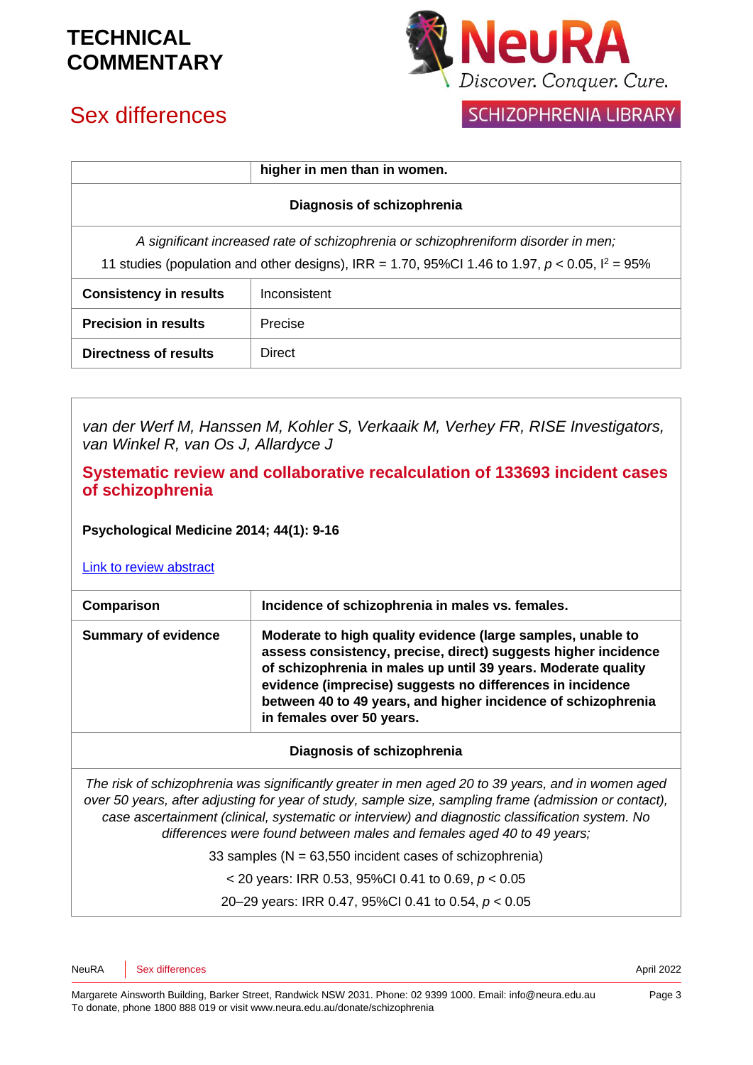| | higher in men than in women. |
|---|---|
| **Diagnosis of schizophrenia** | |
| *A significant increased rate of schizophrenia or schizophreniform disorder in men;* 11 studies (population and other designs), IRR = 1.70, 95%CI 1.46 to 1.97, $p < 0.05$, $I^2 = 95\%$ | |
| **Consistency in results** | Inconsistent |
| **Precision in results** | Precise |
| **Directness of results** | Direct |

*van der Werf M, Hanssen M, Kohler S, Verkaaik M, Verhey FR, RISE Investigators, van Winkel R, van Os J, Allardyce J*

## Systematic review and collaborative recalculation of 133693 incident cases of schizophrenia

**Psychological Medicine 2014; 44(1): 9-16**

[Link to review abstract]

| **Comparison** | **Incidence of schizophrenia in males vs. females.** |
|---|---|
| **Summary of evidence** | **Moderate to high quality evidence (large samples, unable to assess consistency, precise, direct) suggests higher incidence of schizophrenia in males up until 39 years. Moderate quality evidence (imprecise) suggests no differences in incidence between 40 to 49 years, and higher incidence of schizophrenia in females over 50 years.** |
| **Diagnosis of schizophrenia** | |
| *The risk of schizophrenia was significantly greater in men aged 20 to 39 years, and in women aged over 50 years, after adjusting for year of study, sample size, sampling frame (admission or contact), case ascertainment (clinical, systematic or interview) and diagnostic classification system. No differences were found between males and females aged 40 to 49 years;* 33 samples (N = 63,550 incident cases of schizophrenia) < 20 years: IRR 0.53, 95%CI 0.41 to 0.69, $p < 0.05$ 20–29 years: IRR 0.47, 95%CI 0.41 to 0.54, $p < 0.05$ | |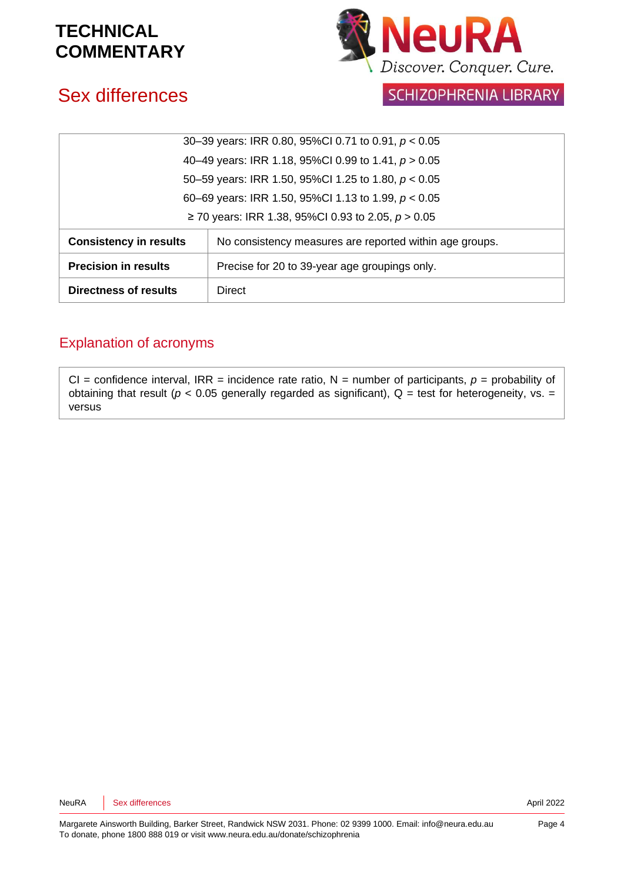| | |
|---|---|
| 30–39 years: IRR 0.80, 95%CI 0.71 to 0.91, $p < 0.05$<br>40–49 years: IRR 1.18, 95%CI 0.99 to 1.41, $p > 0.05$<br>50–59 years: IRR 1.50, 95%CI 1.25 to 1.80, $p < 0.05$<br>60–69 years: IRR 1.50, 95%CI 1.13 to 1.99, $p < 0.05$<br>≥ 70 years: IRR 1.38, 95%CI 0.93 to 2.05, $p > 0.05$ | |
| **Consistency in results** | No consistency measures are reported within age groups. |
| **Precision in results** | Precise for 20 to 39-year age groupings only. |
| **Directness of results** | Direct |

## Explanation of acronyms

CI = confidence interval, IRR = incidence rate ratio, N = number of participants, $p$ = probability of obtaining that result ($p < 0.05$ generally regarded as significant), Q = test for heterogeneity, vs. = versus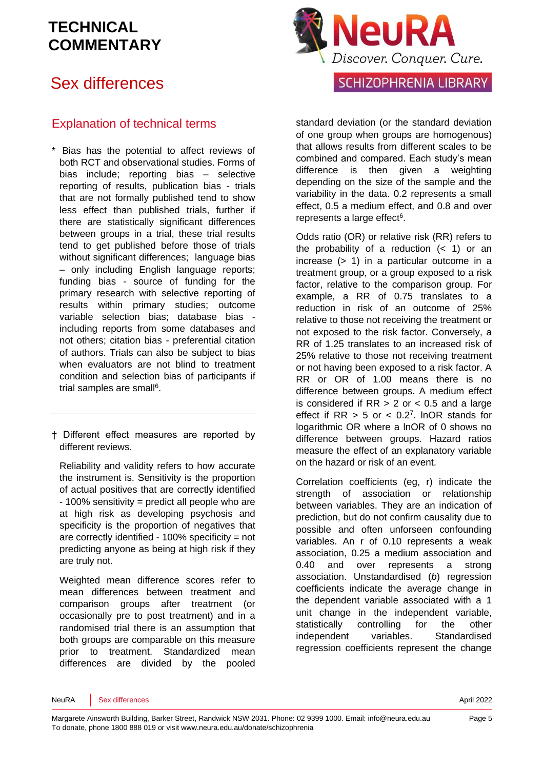# TECHNICAL COMMENTARY

## Sex differences

## Explanation of technical terms

\* Bias has the potential to affect reviews of both RCT and observational studies. Forms of bias include; reporting bias – selective reporting of results, publication bias - trials that are not formally published tend to show less effect than published trials, further if there are statistically significant differences between groups in a trial, these trial results tend to get published before those of trials without significant differences; language bias – only including English language reports; funding bias - source of funding for the primary research with selective reporting of results within primary studies; outcome variable selection bias; database bias - including reports from some databases and not others; citation bias - preferential citation of authors. Trials can also be subject to bias when evaluators are not blind to treatment condition and selection bias of participants if trial samples are small[6].

---

† Different effect measures are reported by different reviews.

Reliability and validity refers to how accurate the instrument is. Sensitivity is the proportion of actual positives that are correctly identified - 100% sensitivity = predict all people who are at high risk as developing psychosis and specificity is the proportion of negatives that are correctly identified - 100% specificity = not predicting anyone as being at high risk if they are truly not.

Weighted mean difference scores refer to mean differences between treatment and comparison groups after treatment (or occasionally pre to post treatment) and in a randomised trial there is an assumption that both groups are comparable on this measure prior to treatment. Standardized mean differences are divided by the pooled standard deviation (or the standard deviation of one group when groups are homogenous) that allows results from different scales to be combined and compared. Each study's mean difference is then given a weighting depending on the size of the sample and the variability in the data. 0.2 represents a small effect, 0.5 a medium effect, and 0.8 and over represents a large effect[6].

Odds ratio (OR) or relative risk (RR) refers to the probability of a reduction (< 1) or an increase (> 1) in a particular outcome in a treatment group, or a group exposed to a risk factor, relative to the comparison group. For example, a RR of 0.75 translates to a reduction in risk of an outcome of 25% relative to those not receiving the treatment or not exposed to the risk factor. Conversely, a RR of 1.25 translates to an increased risk of 25% relative to those not receiving treatment or not having been exposed to a risk factor. A RR or OR of 1.00 means there is no difference between groups. A medium effect is considered if RR > 2 or < 0.5 and a large effect if RR > 5 or < 0.2[7]. lnOR stands for logarithmic OR where a lnOR of 0 shows no difference between groups. Hazard ratios measure the effect of an explanatory variable on the hazard or risk of an event.

Correlation coefficients (eg, r) indicate the strength of association or relationship between variables. They are an indication of prediction, but do not confirm causality due to possible and often unforseen confounding variables. An r of 0.10 represents a weak association, 0.25 a medium association and 0.40 and over represents a strong association. Unstandardised (*b*) regression coefficients indicate the average change in the dependent variable associated with a 1 unit change in the independent variable, statistically controlling for the other independent variables. Standardised regression coefficients represent the change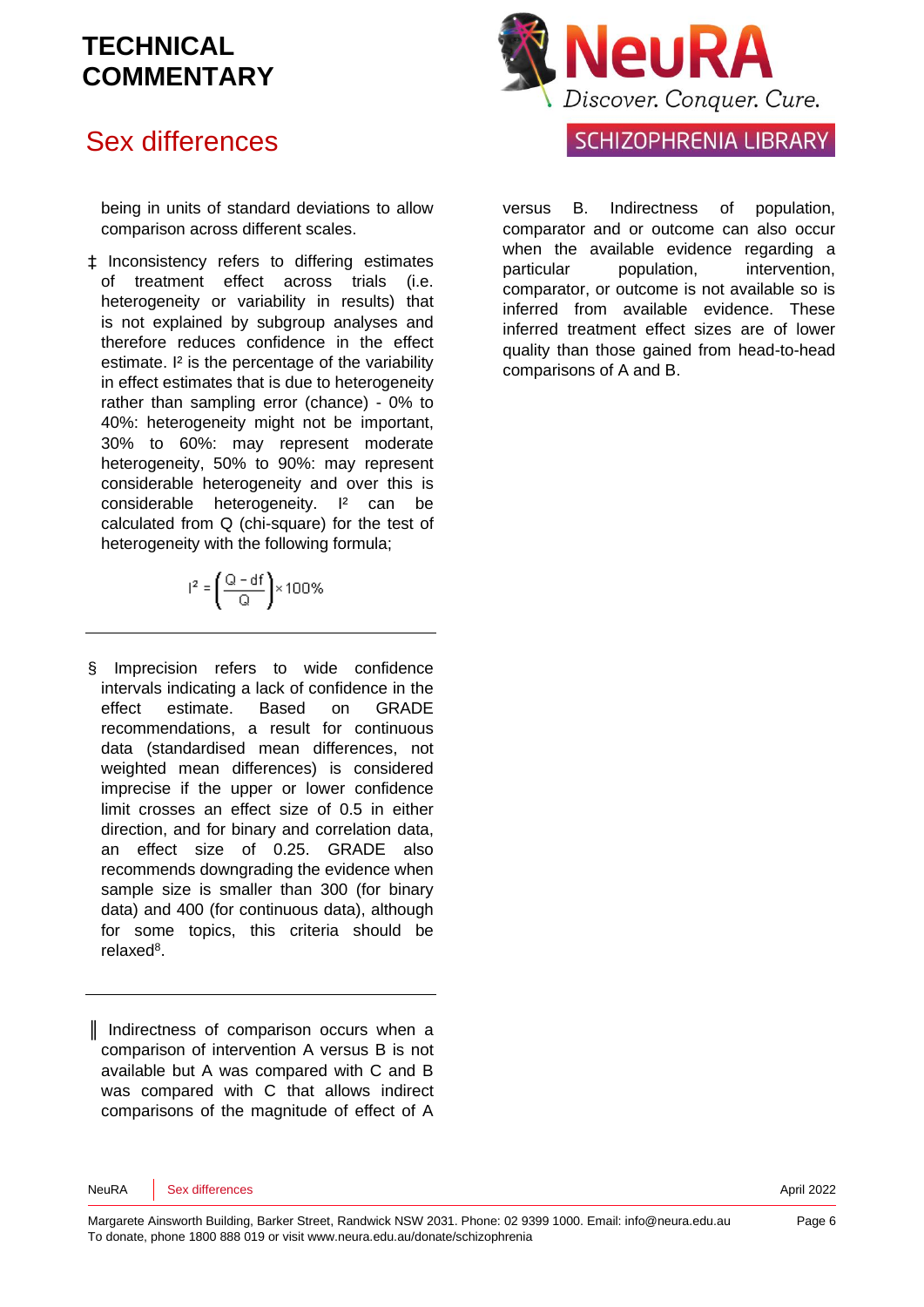being in units of standard deviations to allow comparison across different scales.

‡ Inconsistency refers to differing estimates of treatment effect across trials (i.e. heterogeneity or variability in results) that is not explained by subgroup analyses and therefore reduces confidence in the effect estimate. I² is the percentage of the variability in effect estimates that is due to heterogeneity rather than sampling error (chance) - 0% to 40%: heterogeneity might not be important, 30% to 60%: may represent moderate heterogeneity, 50% to 90%: may represent considerable heterogeneity and over this is considerable heterogeneity. I² can be calculated from Q (chi-square) for the test of heterogeneity with the following formula;

$$I^2 = \left(\frac{Q - df}{Q}\right) \times 100\%$$

---

§ Imprecision refers to wide confidence intervals indicating a lack of confidence in the effect estimate. Based on GRADE recommendations, a result for continuous data (standardised mean differences, not weighted mean differences) is considered imprecise if the upper or lower confidence limit crosses an effect size of 0.5 in either direction, and for binary and correlation data, an effect size of 0.25. GRADE also recommends downgrading the evidence when sample size is smaller than 300 (for binary data) and 400 (for continuous data), although for some topics, this criteria should be relaxed[8].

---

║ Indirectness of comparison occurs when a comparison of intervention A versus B is not available but A was compared with C and B was compared with C that allows indirect comparisons of the magnitude of effect of A versus B. Indirectness of population, comparator and or outcome can also occur when the available evidence regarding a particular population, intervention, comparator, or outcome is not available so is inferred from available evidence. These inferred treatment effect sizes are of lower quality than those gained from head-to-head comparisons of A and B.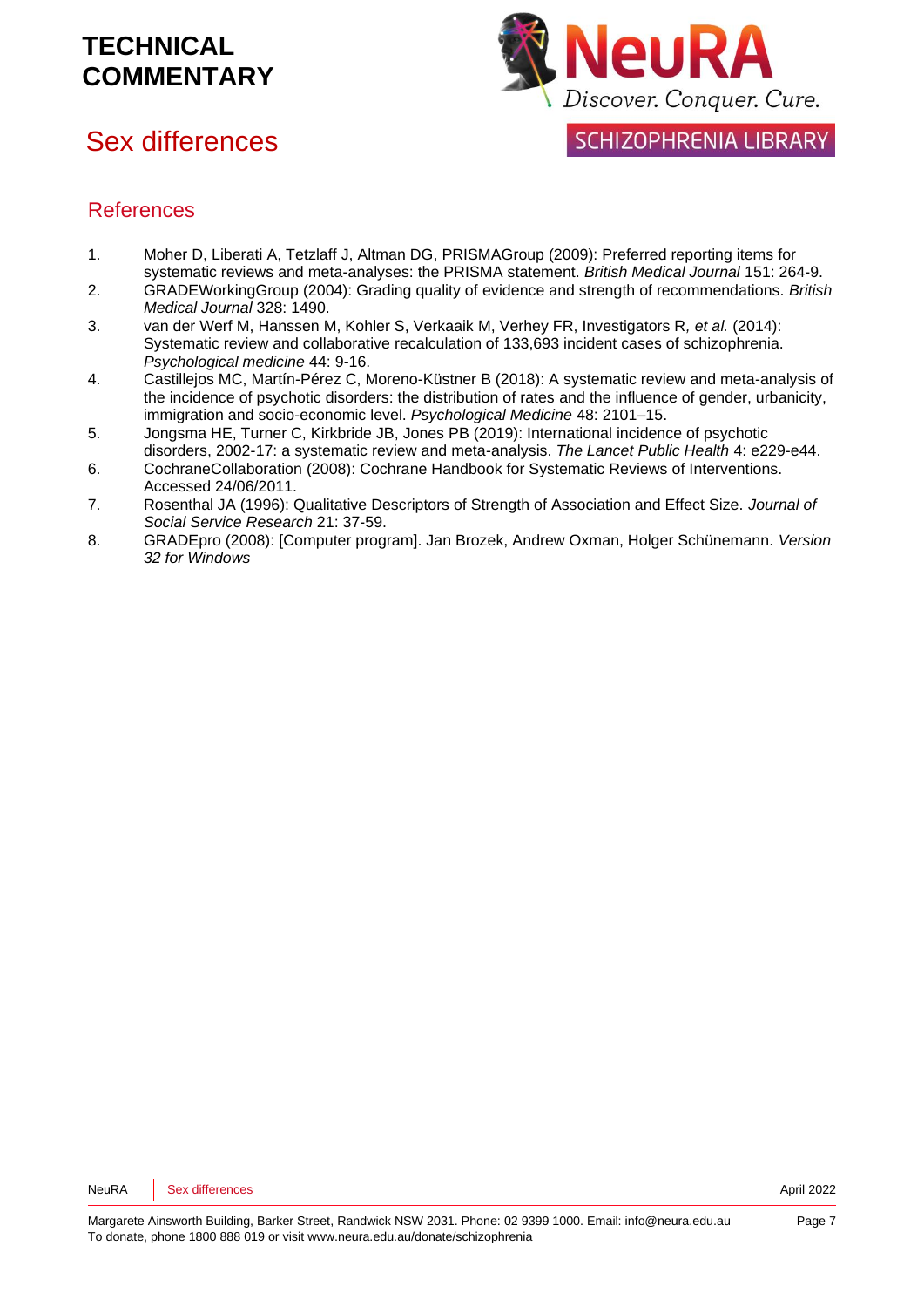# TECHNICAL COMMENTARY

## Sex differences

## References

1. Moher D, Liberati A, Tetzlaff J, Altman DG, PRISMAGroup (2009): Preferred reporting items for systematic reviews and meta-analyses: the PRISMA statement. *British Medical Journal* 151: 264-9.
2. GRADEWorkingGroup (2004): Grading quality of evidence and strength of recommendations. *British Medical Journal* 328: 1490.
3. van der Werf M, Hanssen M, Kohler S, Verkaaik M, Verhey FR, Investigators R*, et al.* (2014): Systematic review and collaborative recalculation of 133,693 incident cases of schizophrenia. *Psychological medicine* 44: 9-16.
4. Castillejos MC, Martín-Pérez C, Moreno-Küstner B (2018): A systematic review and meta-analysis of the incidence of psychotic disorders: the distribution of rates and the influence of gender, urbanicity, immigration and socio-economic level. *Psychological Medicine* 48: 2101–15.
5. Jongsma HE, Turner C, Kirkbride JB, Jones PB (2019): International incidence of psychotic disorders, 2002-17: a systematic review and meta-analysis. *The Lancet Public Health* 4: e229-e44.
6. CochraneCollaboration (2008): Cochrane Handbook for Systematic Reviews of Interventions. Accessed 24/06/2011.
7. Rosenthal JA (1996): Qualitative Descriptors of Strength of Association and Effect Size. *Journal of Social Service Research* 21: 37-59.
8. GRADEpro (2008): [Computer program]. Jan Brozek, Andrew Oxman, Holger Schünemann. *Version 32 for Windows*